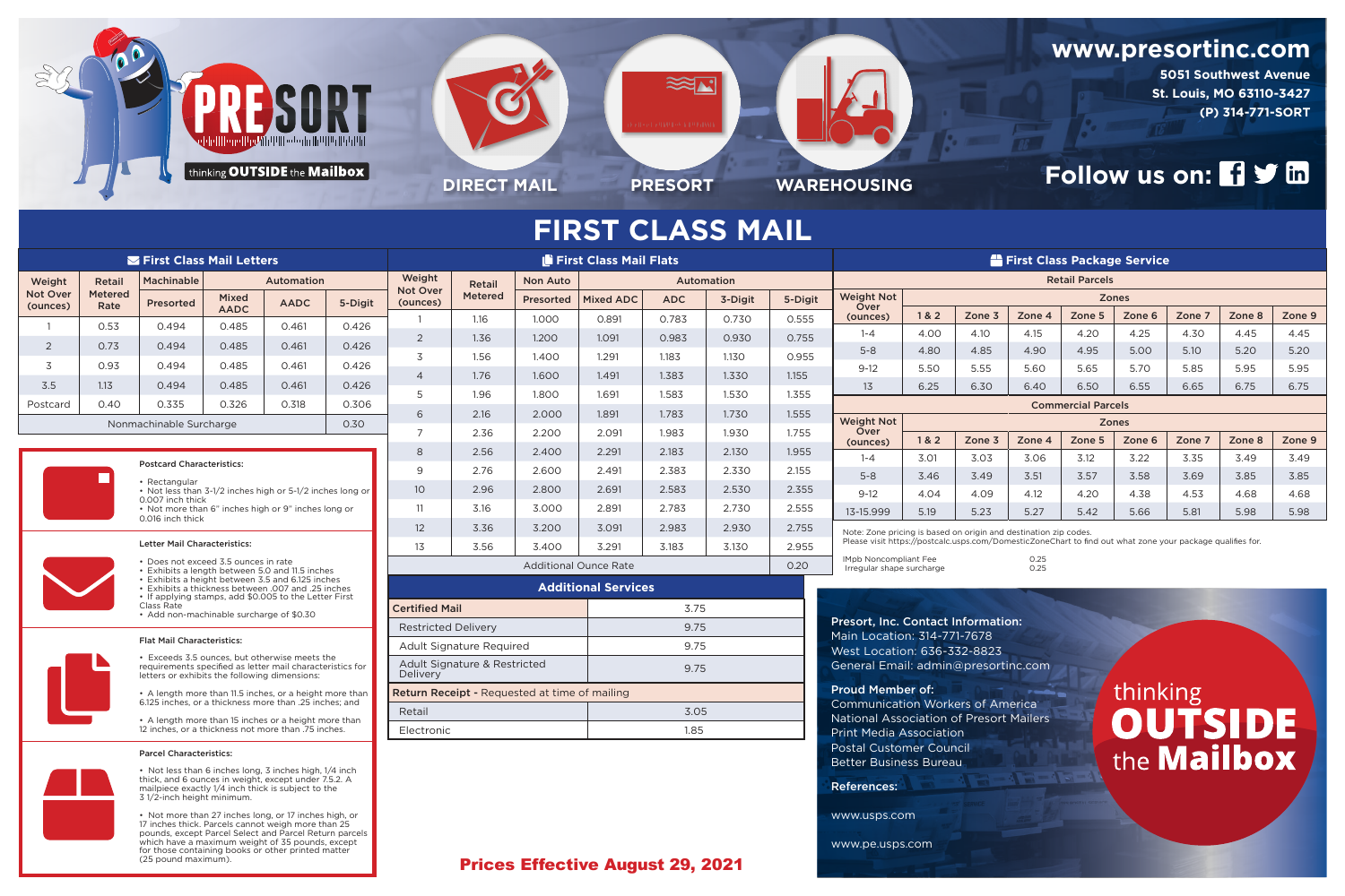# PRESORT

thinking OUTSIDE the Mailbox

DIRECT MAIL · PRESORT · WAREHOUSING

**www.presortinc.com**
5051 Southwest Avenue
St. Louis, MO 63110-3427
(P) 314-771-SORT

Follow us on:

# FIRST CLASS MAIL

## First Class Mail Letters

| Weight Not Over (ounces) | Retail Metered Rate | Machinable | Automation | | |
|---|---|---|---|---|---|
| | | Presorted | Mixed AADC | AADC | 5-Digit |
| 1 | 0.53 | 0.494 | 0.485 | 0.461 | 0.426 |
| 2 | 0.73 | 0.494 | 0.485 | 0.461 | 0.426 |
| 3 | 0.93 | 0.494 | 0.485 | 0.461 | 0.426 |
| 3.5 | 1.13 | 0.494 | 0.485 | 0.461 | 0.426 |
| Postcard | 0.40 | 0.335 | 0.326 | 0.318 | 0.306 |
| Nonmachinable Surcharge | | | | | 0.30 |

## First Class Mail Flats

| Weight Not Over (ounces) | Retail Metered | Non Auto | Automation | | | |
|---|---|---|---|---|---|---|
| | | Presorted | Mixed ADC | ADC | 3-Digit | 5-Digit |
| 1 | 1.16 | 1.000 | 0.891 | 0.783 | 0.730 | 0.555 |
| 2 | 1.36 | 1.200 | 1.091 | 0.983 | 0.930 | 0.755 |
| 3 | 1.56 | 1.400 | 1.291 | 1.183 | 1.130 | 0.955 |
| 4 | 1.76 | 1.600 | 1.491 | 1.383 | 1.330 | 1.155 |
| 5 | 1.96 | 1.800 | 1.691 | 1.583 | 1.530 | 1.355 |
| 6 | 2.16 | 2.000 | 1.891 | 1.783 | 1.730 | 1.555 |
| 7 | 2.36 | 2.200 | 2.091 | 1.983 | 1.930 | 1.755 |
| 8 | 2.56 | 2.400 | 2.291 | 2.183 | 2.130 | 1.955 |
| 9 | 2.76 | 2.600 | 2.491 | 2.383 | 2.330 | 2.155 |
| 10 | 2.96 | 2.800 | 2.691 | 2.583 | 2.530 | 2.355 |
| 11 | 3.16 | 3.000 | 2.891 | 2.783 | 2.730 | 2.555 |
| 12 | 3.36 | 3.200 | 3.091 | 2.983 | 2.930 | 2.755 |
| 13 | 3.56 | 3.400 | 3.291 | 3.183 | 3.130 | 2.955 |
| Additional Ounce Rate | | | | | | 0.20 |

## First Class Package Service

### Retail Parcels

| Weight Not Over (ounces) | Zones | | | | | | | |
|---|---|---|---|---|---|---|---|---|
| | 1 & 2 | Zone 3 | Zone 4 | Zone 5 | Zone 6 | Zone 7 | Zone 8 | Zone 9 |
| 1-4 | 4.00 | 4.10 | 4.15 | 4.20 | 4.25 | 4.30 | 4.45 | 4.45 |
| 5-8 | 4.80 | 4.85 | 4.90 | 4.95 | 5.00 | 5.10 | 5.20 | 5.20 |
| 9-12 | 5.50 | 5.55 | 5.60 | 5.65 | 5.70 | 5.85 | 5.95 | 5.95 |
| 13 | 6.25 | 6.30 | 6.40 | 6.50 | 6.55 | 6.65 | 6.75 | 6.75 |

### Commercial Parcels

| Weight Not Over (ounces) | Zones | | | | | | | |
|---|---|---|---|---|---|---|---|---|
| | 1 & 2 | Zone 3 | Zone 4 | Zone 5 | Zone 6 | Zone 7 | Zone 8 | Zone 9 |
| 1-4 | 3.01 | 3.03 | 3.06 | 3.12 | 3.22 | 3.35 | 3.49 | 3.49 |
| 5-8 | 3.46 | 3.49 | 3.51 | 3.57 | 3.58 | 3.69 | 3.85 | 3.85 |
| 9-12 | 4.04 | 4.09 | 4.12 | 4.20 | 4.38 | 4.53 | 4.68 | 4.68 |
| 13-15.999 | 5.19 | 5.23 | 5.27 | 5.42 | 5.66 | 5.81 | 5.98 | 5.98 |

Note: Zone pricing is based on origin and destination zip codes.
Please visit https://postcalc.usps.com/DomesticZoneChart to find out what zone your package qualifies for.

| | |
|---|---|
| IMpb Noncompliant Fee | 0.25 |
| Irregular shape surcharge | 0.25 |

## Additional Services

| Service | Price |
|---|---|
| **Certified Mail** | 3.75 |
| Restricted Delivery | 9.75 |
| Adult Signature Required | 9.75 |
| Adult Signature & Restricted Delivery | 9.75 |
| **Return Receipt** - Requested at time of mailing | |
| Retail | 3.05 |
| Electronic | 1.85 |

### Postcard Characteristics:

- Rectangular
- Not less than 3-1/2 inches high or 5-1/2 inches long or 0.007 inch thick
- Not more than 6" inches high or 9" inches long or 0.016 inch thick

### Letter Mail Characteristics:

- Does not exceed 3.5 ounces in rate
- Exhibits a length between 5.0 and 11.5 inches
- Exhibits a height between 3.5 and 6.125 inches
- Exhibits a thickness between .007 and .25 inches
- If applying stamps, add $0.005 to the Letter First Class Rate
- Add non-machinable surcharge of $0.30

### Flat Mail Characteristics:

- Exceeds 3.5 ounces, but other wise meets the requirements specified as letter mail characteristics for letters or exhibits the following dimensions:
- A length more than 11.5 inches, or a height more than 6.125 inches, or a thickness more than .25 inches; and
- A length more than 15 inches or a height more than 12 inches, or a thickness not more than .75 inches.

### Parcel Characteristics:

- Not less than 6 inches long, 3 inches high, 1/4 inch thick, and 6 ounces in weight, except under 7.5.2. A mailpiece exactly 1/4 inch thick is subject to the 3 1/2-inch height minimum.
- Not more than 27 inches long, or 17 inches high, or 17 inches thick. Parcels cannot weigh more than 25 pounds, except Parcel Select and Parcel Return parcels which have a maximum weight of 35 pounds, except for those containing books or other printed matter (25 pound maximum).

**Presort, Inc. Contact Information:**
Main Location: 314-771-7678
West Location: 636-332-8823
General Email: admin@presortinc.com

**Proud Member of:**
Communication Workers of America
National Association of Presort Mailers
Print Media Association
Postal Customer Council
Better Business Bureau

**References:**

www.usps.com

www.pe.usps.com

thinking **OUTSIDE** the **Mailbox**

**Prices Effective August 29, 2021**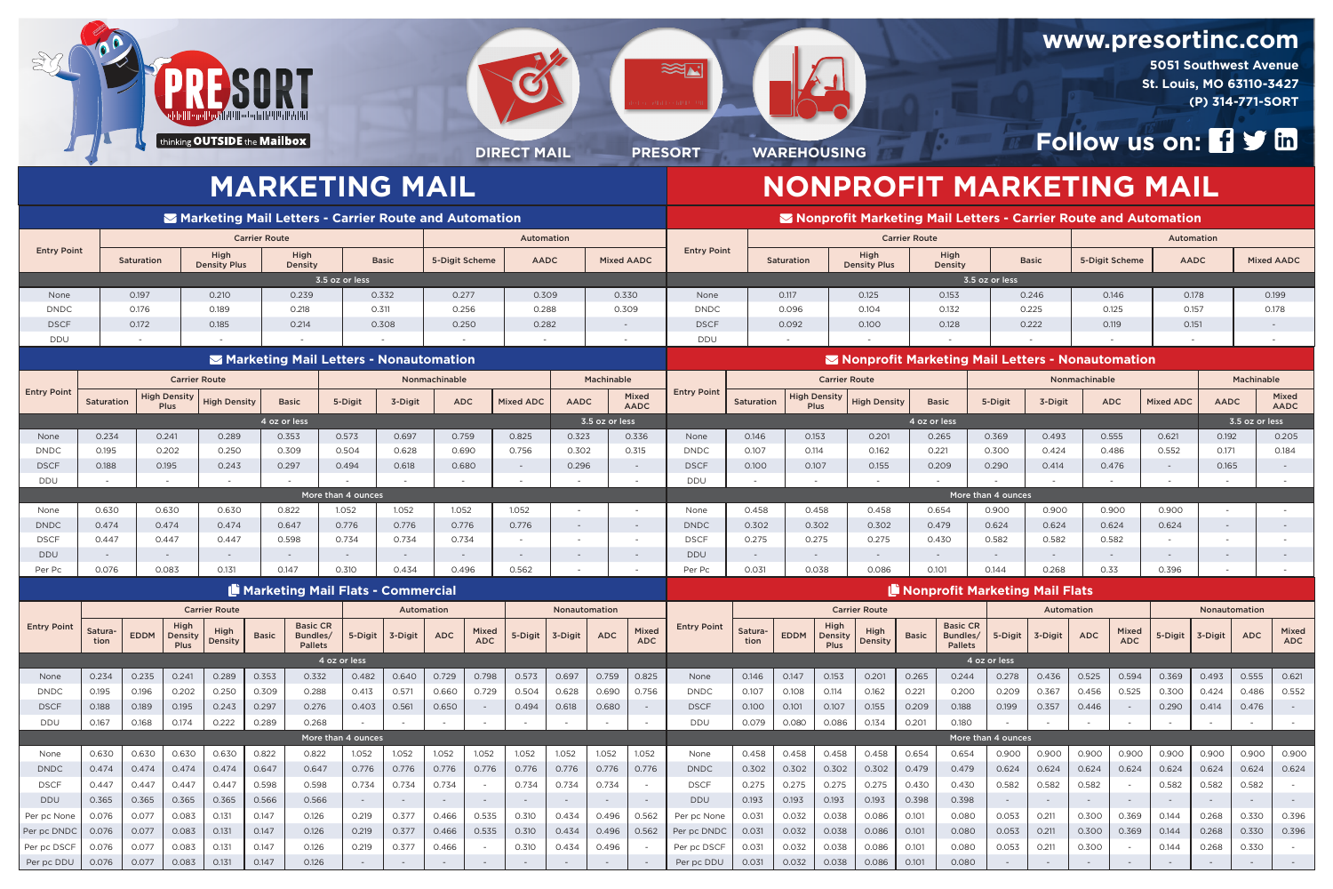PRESORT
thinking OUTSIDE the Mailbox

DIRECT MAIL | PRESORT | WAREHOUSING

www.presortinc.com
5051 Southwest Avenue
St. Louis, MO 63110-3427
(P) 314-771-SORT

Follow us on:

# MARKETING MAIL

## Marketing Mail Letters - Carrier Route and Automation

| Entry Point | Carrier Route | | | | Automation | | |
|---|---|---|---|---|---|---|---|
| | Saturation | High Density Plus | High Density | Basic | 5-Digit Scheme | AADC | Mixed AADC |
| 3.5 oz or less | | | | | | | |
| None | 0.197 | 0.210 | 0.239 | 0.332 | 0.277 | 0.309 | 0.330 |
| DNDC | 0.176 | 0.189 | 0.218 | 0.311 | 0.256 | 0.288 | 0.309 |
| DSCF | 0.172 | 0.185 | 0.214 | 0.308 | 0.250 | 0.282 | - |
| DDU | - | - | - | - | - | - | - |

## Marketing Mail Letters - Nonautomation

| Entry Point | Carrier Route | | | | Nonmachinable | | | | Machinable | |
|---|---|---|---|---|---|---|---|---|---|---|
| | Saturation | High Density Plus | High Density | Basic | 5-Digit | 3-Digit | ADC | Mixed ADC | AADC | Mixed AADC |
| | 4 oz or less | | | | | | | | 3.5 oz or less | |
| None | 0.234 | 0.241 | 0.289 | 0.353 | 0.573 | 0.697 | 0.759 | 0.825 | 0.323 | 0.336 |
| DNDC | 0.195 | 0.202 | 0.250 | 0.309 | 0.504 | 0.628 | 0.690 | 0.756 | 0.302 | 0.315 |
| DSCF | 0.188 | 0.195 | 0.243 | 0.297 | 0.494 | 0.618 | 0.680 | - | 0.296 | - |
| DDU | - | - | - | - | - | - | - | - | - | - |
| More than 4 ounces | | | | | | | | | | |
| None | 0.630 | 0.630 | 0.630 | 0.822 | 1.052 | 1.052 | 1.052 | 1.052 | - | - |
| DNDC | 0.474 | 0.474 | 0.474 | 0.647 | 0.776 | 0.776 | 0.776 | 0.776 | - | - |
| DSCF | 0.447 | 0.447 | 0.447 | 0.598 | 0.734 | 0.734 | 0.734 | - | - | - |
| DDU | - | - | - | - | - | - | - | - | - | - |
| Per Pc | 0.076 | 0.083 | 0.131 | 0.147 | 0.310 | 0.434 | 0.496 | 0.562 | - | - |

## Marketing Mail Flats - Commercial

| Entry Point | Carrier Route | | | | | | Automation | | | | Nonautomation | | | |
|---|---|---|---|---|---|---|---|---|---|---|---|---|---|---|
| | Saturation | EDDM | High Density Plus | High Density | Basic | Basic CR Bundles/ Pallets | 5-Digit | 3-Digit | ADC | Mixed ADC | 5-Digit | 3-Digit | ADC | Mixed ADC |
| 4 oz or less | | | | | | | | | | | | | | |
| None | 0.234 | 0.235 | 0.241 | 0.289 | 0.353 | 0.332 | 0.482 | 0.640 | 0.729 | 0.798 | 0.573 | 0.697 | 0.759 | 0.825 |
| DNDC | 0.195 | 0.196 | 0.202 | 0.250 | 0.309 | 0.288 | 0.413 | 0.571 | 0.660 | 0.729 | 0.504 | 0.628 | 0.690 | 0.756 |
| DSCF | 0.188 | 0.189 | 0.195 | 0.243 | 0.297 | 0.276 | 0.403 | 0.561 | 0.650 | - | 0.494 | 0.618 | 0.680 | - |
| DDU | 0.167 | 0.168 | 0.174 | 0.222 | 0.289 | 0.268 | - | - | - | - | - | - | - | - |
| More than 4 ounces | | | | | | | | | | | | | | |
| None | 0.630 | 0.630 | 0.630 | 0.630 | 0.822 | 0.822 | 1.052 | 1.052 | 1.052 | 1.052 | 1.052 | 1.052 | 1.052 | 1.052 |
| DNDC | 0.474 | 0.474 | 0.474 | 0.474 | 0.647 | 0.647 | 0.776 | 0.776 | 0.776 | 0.776 | 0.776 | 0.776 | 0.776 | 0.776 |
| DSCF | 0.447 | 0.447 | 0.447 | 0.447 | 0.598 | 0.598 | 0.734 | 0.734 | 0.734 | - | 0.734 | 0.734 | 0.734 | - |
| DDU | 0.365 | 0.365 | 0.365 | 0.365 | 0.566 | 0.566 | - | - | - | - | - | - | - | - |
| Per pc None | 0.076 | 0.077 | 0.083 | 0.131 | 0.147 | 0.126 | 0.219 | 0.377 | 0.466 | 0.535 | 0.310 | 0.434 | 0.496 | 0.562 |
| Per pc DNDC | 0.076 | 0.077 | 0.083 | 0.131 | 0.147 | 0.126 | 0.219 | 0.377 | 0.466 | 0.535 | 0.310 | 0.434 | 0.496 | 0.562 |
| Per pc DSCF | 0.076 | 0.077 | 0.083 | 0.131 | 0.147 | 0.126 | 0.219 | 0.377 | 0.466 | - | 0.310 | 0.434 | 0.496 | - |
| Per pc DDU | 0.076 | 0.077 | 0.083 | 0.131 | 0.147 | 0.126 | - | - | - | - | - | - | - | - |

# NONPROFIT MARKETING MAIL

## Nonprofit Marketing Mail Letters - Carrier Route and Automation

| Entry Point | Carrier Route | | | | Automation | | |
|---|---|---|---|---|---|---|---|
| | Saturation | High Density Plus | High Density | Basic | 5-Digit Scheme | AADC | Mixed AADC |
| 3.5 oz or less | | | | | | | |
| None | 0.117 | 0.125 | 0.153 | 0.246 | 0.146 | 0.178 | 0.199 |
| DNDC | 0.096 | 0.104 | 0.132 | 0.225 | 0.125 | 0.157 | 0.178 |
| DSCF | 0.092 | 0.100 | 0.128 | 0.222 | 0.119 | 0.151 | - |
| DDU | - | - | - | - | - | - | - |

## Nonprofit Marketing Mail Letters - Nonautomation

| Entry Point | Carrier Route | | | | Nonmachinable | | | | Machinable | |
|---|---|---|---|---|---|---|---|---|---|---|
| | Saturation | High Density Plus | High Density | Basic | 5-Digit | 3-Digit | ADC | Mixed ADC | AADC | Mixed AADC |
| | 4 oz or less | | | | | | | | 3.5 oz or less | |
| None | 0.146 | 0.153 | 0.201 | 0.265 | 0.369 | 0.493 | 0.555 | 0.621 | 0.192 | 0.205 |
| DNDC | 0.107 | 0.114 | 0.162 | 0.221 | 0.300 | 0.424 | 0.486 | 0.552 | 0.171 | 0.184 |
| DSCF | 0.100 | 0.107 | 0.155 | 0.209 | 0.290 | 0.414 | 0.476 | - | 0.165 | - |
| DDU | - | - | - | - | - | - | - | - | - | - |
| More than 4 ounces | | | | | | | | | | |
| None | 0.458 | 0.458 | 0.458 | 0.654 | 0.900 | 0.900 | 0.900 | 0.900 | - | - |
| DNDC | 0.302 | 0.302 | 0.302 | 0.479 | 0.624 | 0.624 | 0.624 | 0.624 | - | - |
| DSCF | 0.275 | 0.275 | 0.275 | 0.430 | 0.582 | 0.582 | 0.582 | - | - | - |
| DDU | - | - | - | - | - | - | - | - | - | - |
| Per Pc | 0.031 | 0.038 | 0.086 | 0.101 | 0.144 | 0.268 | 0.33 | 0.396 | - | - |

## Nonprofit Marketing Mail Flats

| Entry Point | Carrier Route | | | | | | Automation | | | | Nonautomation | | | |
|---|---|---|---|---|---|---|---|---|---|---|---|---|---|---|
| | Saturation | EDDM | High Density Plus | High Density | Basic | Basic CR Bundles/ Pallets | 5-Digit | 3-Digit | ADC | Mixed ADC | 5-Digit | 3-Digit | ADC | Mixed ADC |
| 4 oz or less | | | | | | | | | | | | | | |
| None | 0.146 | 0.147 | 0.153 | 0.201 | 0.265 | 0.244 | 0.278 | 0.436 | 0.525 | 0.594 | 0.369 | 0.493 | 0.555 | 0.621 |
| DNDC | 0.107 | 0.108 | 0.114 | 0.162 | 0.221 | 0.200 | 0.209 | 0.367 | 0.456 | 0.525 | 0.300 | 0.424 | 0.486 | 0.552 |
| DSCF | 0.100 | 0.101 | 0.107 | 0.155 | 0.209 | 0.188 | 0.199 | 0.357 | 0.446 | - | 0.290 | 0.414 | 0.476 | - |
| DDU | 0.079 | 0.080 | 0.086 | 0.134 | 0.201 | 0.180 | - | - | - | - | - | - | - | - |
| More than 4 ounces | | | | | | | | | | | | | | |
| None | 0.458 | 0.458 | 0.458 | 0.458 | 0.654 | 0.654 | 0.900 | 0.900 | 0.900 | 0.900 | 0.900 | 0.900 | 0.900 | 0.900 |
| DNDC | 0.302 | 0.302 | 0.302 | 0.302 | 0.479 | 0.479 | 0.624 | 0.624 | 0.624 | 0.624 | 0.624 | 0.624 | 0.624 | 0.624 |
| DSCF | 0.275 | 0.275 | 0.275 | 0.275 | 0.430 | 0.430 | 0.582 | 0.582 | 0.582 | - | 0.582 | 0.582 | 0.582 | - |
| DDU | 0.193 | 0.193 | 0.193 | 0.193 | 0.398 | 0.398 | - | - | - | - | - | - | - | - |
| Per pc None | 0.031 | 0.032 | 0.038 | 0.086 | 0.101 | 0.080 | 0.053 | 0.211 | 0.300 | 0.369 | 0.144 | 0.268 | 0.330 | 0.396 |
| Per pc DNDC | 0.031 | 0.032 | 0.038 | 0.086 | 0.101 | 0.080 | 0.053 | 0.211 | 0.300 | 0.369 | 0.144 | 0.268 | 0.330 | 0.396 |
| Per pc DSCF | 0.031 | 0.032 | 0.038 | 0.086 | 0.101 | 0.080 | 0.053 | 0.211 | 0.300 | - | 0.144 | 0.268 | 0.330 | - |
| Per pc DDU | 0.031 | 0.032 | 0.038 | 0.086 | 0.101 | 0.080 | - | - | - | - | - | - | - | - |